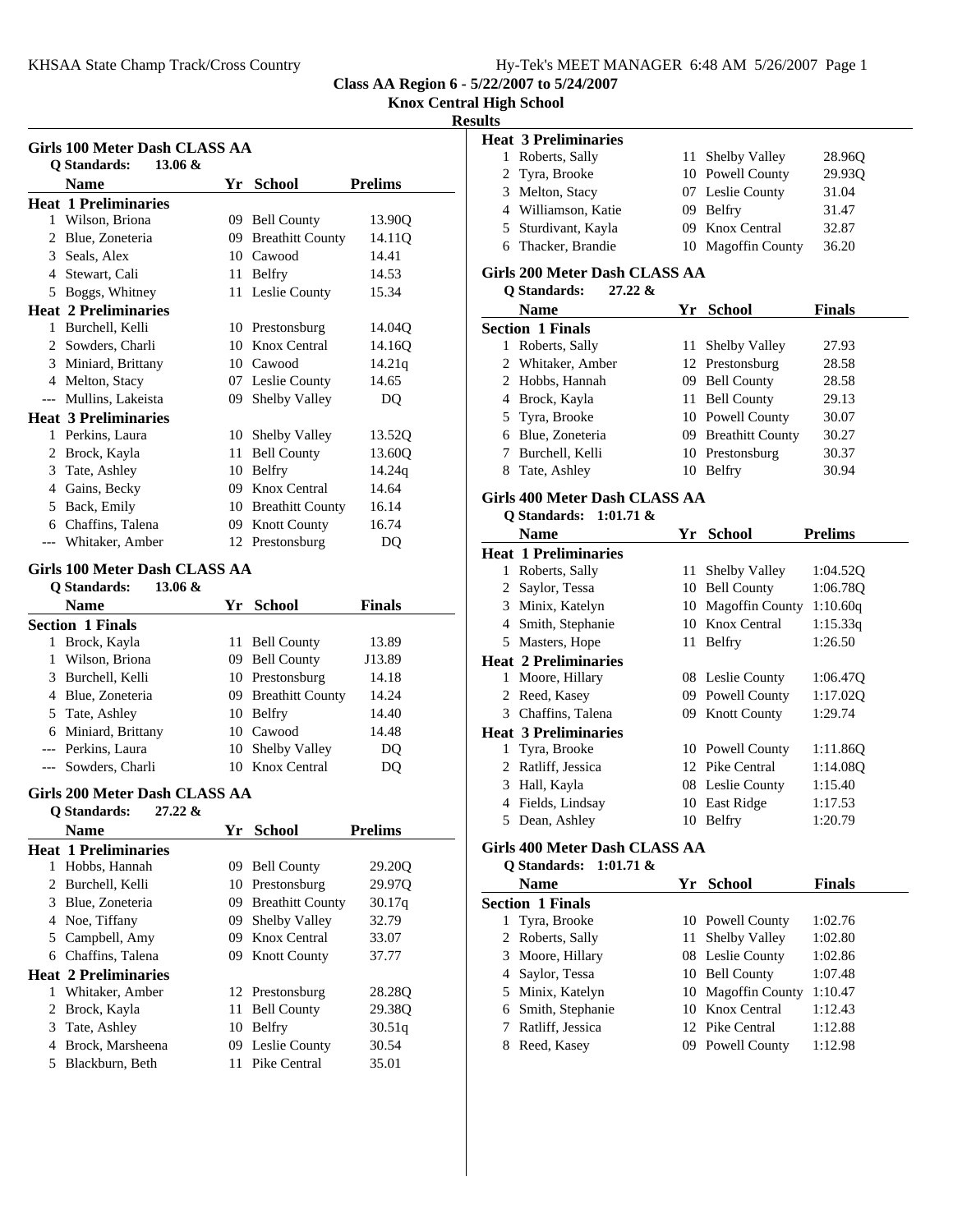# Class AA Region 6 - 5/22/2007 to 5/24/2007

## Knox Central High School

## Results

### Girls 100 Meter Dash CLASS AA

**Q Standards: 13.06 &**

| | Name | Yr | School | Prelims |
|---|---|---|---|---|
| **Heat 1 Preliminaries** | | | | |
| 1 | Wilson, Briona | 09 | Bell County | 13.90Q |
| 2 | Blue, Zoneteria | 09 | Breathitt County | 14.11Q |
| 3 | Seals, Alex | 10 | Cawood | 14.41 |
| 4 | Stewart, Cali | 11 | Belfry | 14.53 |
| 5 | Boggs, Whitney | 11 | Leslie County | 15.34 |
| **Heat 2 Preliminaries** | | | | |
| 1 | Burchell, Kelli | 10 | Prestonsburg | 14.04Q |
| 2 | Sowders, Charli | 10 | Knox Central | 14.16Q |
| 3 | Miniard, Brittany | 10 | Cawood | 14.21q |
| 4 | Melton, Stacy | 07 | Leslie County | 14.65 |
| --- | Mullins, Lakeista | 09 | Shelby Valley | DQ |
| **Heat 3 Preliminaries** | | | | |
| 1 | Perkins, Laura | 10 | Shelby Valley | 13.52Q |
| 2 | Brock, Kayla | 11 | Bell County | 13.60Q |
| 3 | Tate, Ashley | 10 | Belfry | 14.24q |
| 4 | Gains, Becky | 09 | Knox Central | 14.64 |
| 5 | Back, Emily | 10 | Breathitt County | 16.14 |
| 6 | Chaffins, Talena | 09 | Knott County | 16.74 |
| --- | Whitaker, Amber | 12 | Prestonsburg | DQ |

### Girls 100 Meter Dash CLASS AA

**Q Standards: 13.06 &**

| | Name | Yr | School | Finals |
|---|---|---|---|---|
| **Section 1 Finals** | | | | |
| 1 | Brock, Kayla | 11 | Bell County | 13.89 |
| 1 | Wilson, Briona | 09 | Bell County | J13.89 |
| 3 | Burchell, Kelli | 10 | Prestonsburg | 14.18 |
| 4 | Blue, Zoneteria | 09 | Breathitt County | 14.24 |
| 5 | Tate, Ashley | 10 | Belfry | 14.40 |
| 6 | Miniard, Brittany | 10 | Cawood | 14.48 |
| --- | Perkins, Laura | 10 | Shelby Valley | DQ |
| --- | Sowders, Charli | 10 | Knox Central | DQ |

### Girls 200 Meter Dash CLASS AA

**Q Standards: 27.22 &**

| | Name | Yr | School | Prelims |
|---|---|---|---|---|
| **Heat 1 Preliminaries** | | | | |
| 1 | Hobbs, Hannah | 09 | Bell County | 29.20Q |
| 2 | Burchell, Kelli | 10 | Prestonsburg | 29.97Q |
| 3 | Blue, Zoneteria | 09 | Breathitt County | 30.17q |
| 4 | Noe, Tiffany | 09 | Shelby Valley | 32.79 |
| 5 | Campbell, Amy | 09 | Knox Central | 33.07 |
| 6 | Chaffins, Talena | 09 | Knott County | 37.77 |
| **Heat 2 Preliminaries** | | | | |
| 1 | Whitaker, Amber | 12 | Prestonsburg | 28.28Q |
| 2 | Brock, Kayla | 11 | Bell County | 29.38Q |
| 3 | Tate, Ashley | 10 | Belfry | 30.51q |
| 4 | Brock, Marsheena | 09 | Leslie County | 30.54 |
| 5 | Blackburn, Beth | 11 | Pike Central | 35.01 |
| **Heat 3 Preliminaries** | | | | |
| 1 | Roberts, Sally | 11 | Shelby Valley | 28.96Q |
| 2 | Tyra, Brooke | 10 | Powell County | 29.93Q |
| 3 | Melton, Stacy | 07 | Leslie County | 31.04 |
| 4 | Williamson, Katie | 09 | Belfry | 31.47 |
| 5 | Sturdivant, Kayla | 09 | Knox Central | 32.87 |
| 6 | Thacker, Brandie | 10 | Magoffin County | 36.20 |

### Girls 200 Meter Dash CLASS AA

**Q Standards: 27.22 &**

| | Name | Yr | School | Finals |
|---|---|---|---|---|
| **Section 1 Finals** | | | | |
| 1 | Roberts, Sally | 11 | Shelby Valley | 27.93 |
| 2 | Whitaker, Amber | 12 | Prestonsburg | 28.58 |
| 2 | Hobbs, Hannah | 09 | Bell County | 28.58 |
| 4 | Brock, Kayla | 11 | Bell County | 29.13 |
| 5 | Tyra, Brooke | 10 | Powell County | 30.07 |
| 6 | Blue, Zoneteria | 09 | Breathitt County | 30.27 |
| 7 | Burchell, Kelli | 10 | Prestonsburg | 30.37 |
| 8 | Tate, Ashley | 10 | Belfry | 30.94 |

### Girls 400 Meter Dash CLASS AA

**Q Standards: 1:01.71 &**

| | Name | Yr | School | Prelims |
|---|---|---|---|---|
| **Heat 1 Preliminaries** | | | | |
| 1 | Roberts, Sally | 11 | Shelby Valley | 1:04.52Q |
| 2 | Saylor, Tessa | 10 | Bell County | 1:06.78Q |
| 3 | Minix, Katelyn | 10 | Magoffin County | 1:10.60q |
| 4 | Smith, Stephanie | 10 | Knox Central | 1:15.33q |
| 5 | Masters, Hope | 11 | Belfry | 1:26.50 |
| **Heat 2 Preliminaries** | | | | |
| 1 | Moore, Hillary | 08 | Leslie County | 1:06.47Q |
| 2 | Reed, Kasey | 09 | Powell County | 1:17.02Q |
| 3 | Chaffins, Talena | 09 | Knott County | 1:29.74 |
| **Heat 3 Preliminaries** | | | | |
| 1 | Tyra, Brooke | 10 | Powell County | 1:11.86Q |
| 2 | Ratliff, Jessica | 12 | Pike Central | 1:14.08Q |
| 3 | Hall, Kayla | 08 | Leslie County | 1:15.40 |
| 4 | Fields, Lindsay | 10 | East Ridge | 1:17.53 |
| 5 | Dean, Ashley | 10 | Belfry | 1:20.79 |

### Girls 400 Meter Dash CLASS AA

**Q Standards: 1:01.71 &**

| | Name | Yr | School | Finals |
|---|---|---|---|---|
| **Section 1 Finals** | | | | |
| 1 | Tyra, Brooke | 10 | Powell County | 1:02.76 |
| 2 | Roberts, Sally | 11 | Shelby Valley | 1:02.80 |
| 3 | Moore, Hillary | 08 | Leslie County | 1:02.86 |
| 4 | Saylor, Tessa | 10 | Bell County | 1:07.48 |
| 5 | Minix, Katelyn | 10 | Magoffin County | 1:10.47 |
| 6 | Smith, Stephanie | 10 | Knox Central | 1:12.43 |
| 7 | Ratliff, Jessica | 12 | Pike Central | 1:12.88 |
| 8 | Reed, Kasey | 09 | Powell County | 1:12.98 |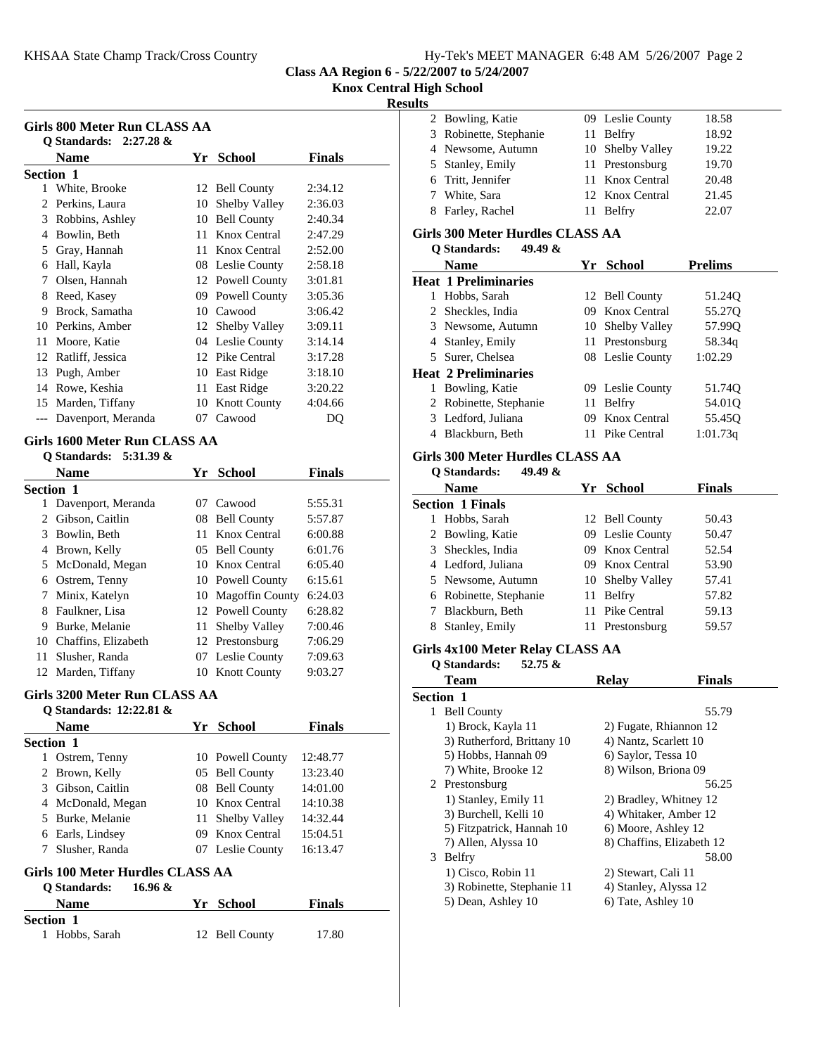**Class AA Region 6 - 5/22/2007 to 5/24/2007**

**Knox Central High School**

**Results**

## Girls 800 Meter Run CLASS AA

Q Standards: 2:27.28 &

| | Name | Yr | School | Finals |
|---|---|---|---|---|
| **Section 1** | | | | |
| 1 | White, Brooke | 12 | Bell County | 2:34.12 |
| 2 | Perkins, Laura | 10 | Shelby Valley | 2:36.03 |
| 3 | Robbins, Ashley | 10 | Bell County | 2:40.34 |
| 4 | Bowlin, Beth | 11 | Knox Central | 2:47.29 |
| 5 | Gray, Hannah | 11 | Knox Central | 2:52.00 |
| 6 | Hall, Kayla | 08 | Leslie County | 2:58.18 |
| 7 | Olsen, Hannah | 12 | Powell County | 3:01.81 |
| 8 | Reed, Kasey | 09 | Powell County | 3:05.36 |
| 9 | Brock, Samatha | 10 | Cawood | 3:06.42 |
| 10 | Perkins, Amber | 12 | Shelby Valley | 3:09.11 |
| 11 | Moore, Katie | 04 | Leslie County | 3:14.14 |
| 12 | Ratliff, Jessica | 12 | Pike Central | 3:17.28 |
| 13 | Pugh, Amber | 10 | East Ridge | 3:18.10 |
| 14 | Rowe, Keshia | 11 | East Ridge | 3:20.22 |
| 15 | Marden, Tiffany | 10 | Knott County | 4:04.66 |
| --- | Davenport, Meranda | 07 | Cawood | DQ |

## Girls 1600 Meter Run CLASS AA

Q Standards: 5:31.39 &

| | Name | Yr | School | Finals |
|---|---|---|---|---|
| **Section 1** | | | | |
| 1 | Davenport, Meranda | 07 | Cawood | 5:55.31 |
| 2 | Gibson, Caitlin | 08 | Bell County | 5:57.87 |
| 3 | Bowlin, Beth | 11 | Knox Central | 6:00.88 |
| 4 | Brown, Kelly | 05 | Bell County | 6:01.76 |
| 5 | McDonald, Megan | 10 | Knox Central | 6:05.40 |
| 6 | Ostrem, Tenny | 10 | Powell County | 6:15.61 |
| 7 | Minix, Katelyn | 10 | Magoffin County | 6:24.03 |
| 8 | Faulkner, Lisa | 12 | Powell County | 6:28.82 |
| 9 | Burke, Melanie | 11 | Shelby Valley | 7:00.46 |
| 10 | Chaffins, Elizabeth | 12 | Prestonsburg | 7:06.29 |
| 11 | Slusher, Randa | 07 | Leslie County | 7:09.63 |
| 12 | Marden, Tiffany | 10 | Knott County | 9:03.27 |

## Girls 3200 Meter Run CLASS AA

Q Standards: 12:22.81 &

| | Name | Yr | School | Finals |
|---|---|---|---|---|
| **Section 1** | | | | |
| 1 | Ostrem, Tenny | 10 | Powell County | 12:48.77 |
| 2 | Brown, Kelly | 05 | Bell County | 13:23.40 |
| 3 | Gibson, Caitlin | 08 | Bell County | 14:01.00 |
| 4 | McDonald, Megan | 10 | Knox Central | 14:10.38 |
| 5 | Burke, Melanie | 11 | Shelby Valley | 14:32.44 |
| 6 | Earls, Lindsey | 09 | Knox Central | 15:04.51 |
| 7 | Slusher, Randa | 07 | Leslie County | 16:13.47 |

## Girls 100 Meter Hurdles CLASS AA

Q Standards: 16.96 &

| | Name | Yr | School | Finals |
|---|---|---|---|---|
| **Section 1** | | | | |
| 1 | Hobbs, Sarah | 12 | Bell County | 17.80 |
| 2 | Bowling, Katie | 09 | Leslie County | 18.58 |
| 3 | Robinette, Stephanie | 11 | Belfry | 18.92 |
| 4 | Newsome, Autumn | 10 | Shelby Valley | 19.22 |
| 5 | Stanley, Emily | 11 | Prestonsburg | 19.70 |
| 6 | Tritt, Jennifer | 11 | Knox Central | 20.48 |
| 7 | White, Sara | 12 | Knox Central | 21.45 |
| 8 | Farley, Rachel | 11 | Belfry | 22.07 |

## Girls 300 Meter Hurdles CLASS AA

Q Standards: 49.49 &

| | Name | Yr | School | Prelims |
|---|---|---|---|---|
| **Heat 1 Preliminaries** | | | | |
| 1 | Hobbs, Sarah | 12 | Bell County | 51.24Q |
| 2 | Sheckles, India | 09 | Knox Central | 55.27Q |
| 3 | Newsome, Autumn | 10 | Shelby Valley | 57.99Q |
| 4 | Stanley, Emily | 11 | Prestonsburg | 58.34q |
| 5 | Surer, Chelsea | 08 | Leslie County | 1:02.29 |
| **Heat 2 Preliminaries** | | | | |
| 1 | Bowling, Katie | 09 | Leslie County | 51.74Q |
| 2 | Robinette, Stephanie | 11 | Belfry | 54.01Q |
| 3 | Ledford, Juliana | 09 | Knox Central | 55.45Q |
| 4 | Blackburn, Beth | 11 | Pike Central | 1:01.73q |

## Girls 300 Meter Hurdles CLASS AA

Q Standards: 49.49 &

| | Name | Yr | School | Finals |
|---|---|---|---|---|
| **Section 1 Finals** | | | | |
| 1 | Hobbs, Sarah | 12 | Bell County | 50.43 |
| 2 | Bowling, Katie | 09 | Leslie County | 50.47 |
| 3 | Sheckles, India | 09 | Knox Central | 52.54 |
| 4 | Ledford, Juliana | 09 | Knox Central | 53.90 |
| 5 | Newsome, Autumn | 10 | Shelby Valley | 57.41 |
| 6 | Robinette, Stephanie | 11 | Belfry | 57.82 |
| 7 | Blackburn, Beth | 11 | Pike Central | 59.13 |
| 8 | Stanley, Emily | 11 | Prestonsburg | 59.57 |

## Girls 4x100 Meter Relay CLASS AA

Q Standards: 52.75 &

| | Team | Relay | Finals |
|---|---|---|---|
| **Section 1** | | | |
| 1 | Bell County | | 55.79 |
| | 1) Brock, Kayla 11 | 2) Fugate, Rhiannon 12 | |
| | 3) Rutherford, Brittany 10 | 4) Nantz, Scarlett 10 | |
| | 5) Hobbs, Hannah 09 | 6) Saylor, Tessa 10 | |
| | 7) White, Brooke 12 | 8) Wilson, Briona 09 | |
| 2 | Prestonsburg | | 56.25 |
| | 1) Stanley, Emily 11 | 2) Bradley, Whitney 12 | |
| | 3) Burchell, Kelli 10 | 4) Whitaker, Amber 12 | |
| | 5) Fitzpatrick, Hannah 10 | 6) Moore, Ashley 12 | |
| | 7) Allen, Alyssa 10 | 8) Chaffins, Elizabeth 12 | |
| 3 | Belfry | | 58.00 |
| | 1) Cisco, Robin 11 | 2) Stewart, Cali 11 | |
| | 3) Robinette, Stephanie 11 | 4) Stanley, Alyssa 12 | |
| | 5) Dean, Ashley 10 | 6) Tate, Ashley 10 | |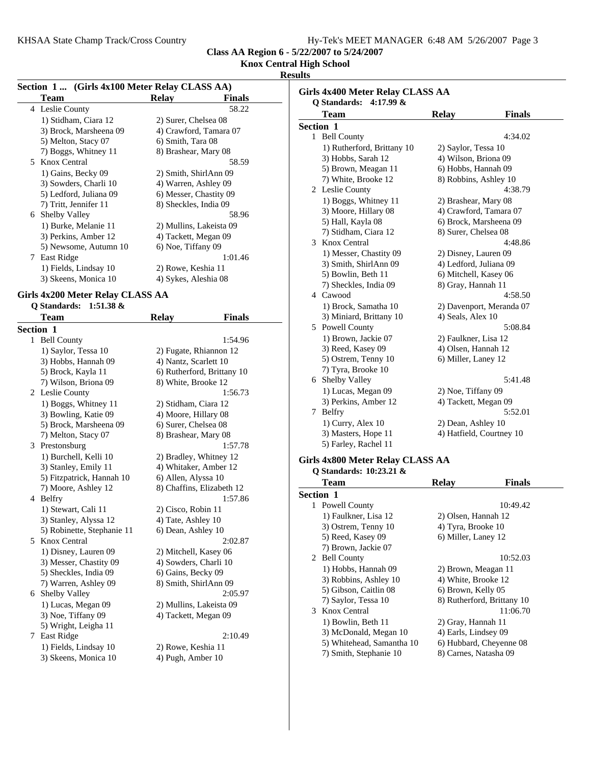**Class AA Region 6 - 5/22/2007 to 5/24/2007**

**Knox Central High School**

**Results**

### Section 1 ... (Girls 4x100 Meter Relay CLASS AA)

| | Team | Relay | Finals |
|---|---|---|---|
| 4 | Leslie County | | 58.22 |
| | 1) Stidham, Ciara 12 | 2) Surer, Chelsea 08 | |
| | 3) Brock, Marsheena 09 | 4) Crawford, Tamara 07 | |
| | 5) Melton, Stacy 07 | 6) Smith, Tara 08 | |
| | 7) Boggs, Whitney 11 | 8) Brashear, Mary 08 | |
| 5 | Knox Central | | 58.59 |
| | 1) Gains, Becky 09 | 2) Smith, ShirlAnn 09 | |
| | 3) Sowders, Charli 10 | 4) Warren, Ashley 09 | |
| | 5) Ledford, Juliana 09 | 6) Messer, Chastity 09 | |
| | 7) Tritt, Jennifer 11 | 8) Sheckles, India 09 | |
| 6 | Shelby Valley | | 58.96 |
| | 1) Burke, Melanie 11 | 2) Mullins, Lakeista 09 | |
| | 3) Perkins, Amber 12 | 4) Tackett, Megan 09 | |
| | 5) Newsome, Autumn 10 | 6) Noe, Tiffany 09 | |
| 7 | East Ridge | | 1:01.46 |
| | 1) Fields, Lindsay 10 | 2) Rowe, Keshia 11 | |
| | 3) Skeens, Monica 10 | 4) Sykes, Aleshia 08 | |

### Girls 4x200 Meter Relay CLASS AA

Q Standards: 1:51.38 &

| | Team | Relay | Finals |
|---|---|---|---|
| **Section 1** | | | |
| 1 | Bell County | | 1:54.96 |
| | 1) Saylor, Tessa 10 | 2) Fugate, Rhiannon 12 | |
| | 3) Hobbs, Hannah 09 | 4) Nantz, Scarlett 10 | |
| | 5) Brock, Kayla 11 | 6) Rutherford, Brittany 10 | |
| | 7) Wilson, Briona 09 | 8) White, Brooke 12 | |
| 2 | Leslie County | | 1:56.73 |
| | 1) Boggs, Whitney 11 | 2) Stidham, Ciara 12 | |
| | 3) Bowling, Katie 09 | 4) Moore, Hillary 08 | |
| | 5) Brock, Marsheena 09 | 6) Surer, Chelsea 08 | |
| | 7) Melton, Stacy 07 | 8) Brashear, Mary 08 | |
| 3 | Prestonsburg | | 1:57.78 |
| | 1) Burchell, Kelli 10 | 2) Bradley, Whitney 12 | |
| | 3) Stanley, Emily 11 | 4) Whitaker, Amber 12 | |
| | 5) Fitzpatrick, Hannah 10 | 6) Allen, Alyssa 10 | |
| | 7) Moore, Ashley 12 | 8) Chaffins, Elizabeth 12 | |
| 4 | Belfry | | 1:57.86 |
| | 1) Stewart, Cali 11 | 2) Cisco, Robin 11 | |
| | 3) Stanley, Alyssa 12 | 4) Tate, Ashley 10 | |
| | 5) Robinette, Stephanie 11 | 6) Dean, Ashley 10 | |
| 5 | Knox Central | | 2:02.87 |
| | 1) Disney, Lauren 09 | 2) Mitchell, Kasey 06 | |
| | 3) Messer, Chastity 09 | 4) Sowders, Charli 10 | |
| | 5) Sheckles, India 09 | 6) Gains, Becky 09 | |
| | 7) Warren, Ashley 09 | 8) Smith, ShirlAnn 09 | |
| 6 | Shelby Valley | | 2:05.97 |
| | 1) Lucas, Megan 09 | 2) Mullins, Lakeista 09 | |
| | 3) Noe, Tiffany 09 | 4) Tackett, Megan 09 | |
| | 5) Wright, Leigha 11 | | |
| 7 | East Ridge | | 2:10.49 |
| | 1) Fields, Lindsay 10 | 2) Rowe, Keshia 11 | |
| | 3) Skeens, Monica 10 | 4) Pugh, Amber 10 | |

### Girls 4x400 Meter Relay CLASS AA

Q Standards: 4:17.99 &

| | Team | Relay | Finals |
|---|---|---|---|
| **Section 1** | | | |
| 1 | Bell County | | 4:34.02 |
| | 1) Rutherford, Brittany 10 | 2) Saylor, Tessa 10 | |
| | 3) Hobbs, Sarah 12 | 4) Wilson, Briona 09 | |
| | 5) Brown, Meagan 11 | 6) Hobbs, Hannah 09 | |
| | 7) White, Brooke 12 | 8) Robbins, Ashley 10 | |
| 2 | Leslie County | | 4:38.79 |
| | 1) Boggs, Whitney 11 | 2) Brashear, Mary 08 | |
| | 3) Moore, Hillary 08 | 4) Crawford, Tamara 07 | |
| | 5) Hall, Kayla 08 | 6) Brock, Marsheena 09 | |
| | 7) Stidham, Ciara 12 | 8) Surer, Chelsea 08 | |
| 3 | Knox Central | | 4:48.86 |
| | 1) Messer, Chastity 09 | 2) Disney, Lauren 09 | |
| | 3) Smith, ShirlAnn 09 | 4) Ledford, Juliana 09 | |
| | 5) Bowlin, Beth 11 | 6) Mitchell, Kasey 06 | |
| | 7) Sheckles, India 09 | 8) Gray, Hannah 11 | |
| 4 | Cawood | | 4:58.50 |
| | 1) Brock, Samatha 10 | 2) Davenport, Meranda 07 | |
| | 3) Miniard, Brittany 10 | 4) Seals, Alex 10 | |
| 5 | Powell County | | 5:08.84 |
| | 1) Brown, Jackie 07 | 2) Faulkner, Lisa 12 | |
| | 3) Reed, Kasey 09 | 4) Olsen, Hannah 12 | |
| | 5) Ostrem, Tenny 10 | 6) Miller, Laney 12 | |
| | 7) Tyra, Brooke 10 | | |
| 6 | Shelby Valley | | 5:41.48 |
| | 1) Lucas, Megan 09 | 2) Noe, Tiffany 09 | |
| | 3) Perkins, Amber 12 | 4) Tackett, Megan 09 | |
| 7 | Belfry | | 5:52.01 |
| | 1) Curry, Alex 10 | 2) Dean, Ashley 10 | |
| | 3) Masters, Hope 11 | 4) Hatfield, Courtney 10 | |
| | 5) Farley, Rachel 11 | | |

### Girls 4x800 Meter Relay CLASS AA

Q Standards: 10:23.21 &

| | Team | Relay | Finals |
|---|---|---|---|
| **Section 1** | | | |
| 1 | Powell County | | 10:49.42 |
| | 1) Faulkner, Lisa 12 | 2) Olsen, Hannah 12 | |
| | 3) Ostrem, Tenny 10 | 4) Tyra, Brooke 10 | |
| | 5) Reed, Kasey 09 | 6) Miller, Laney 12 | |
| | 7) Brown, Jackie 07 | | |
| 2 | Bell County | | 10:52.03 |
| | 1) Hobbs, Hannah 09 | 2) Brown, Meagan 11 | |
| | 3) Robbins, Ashley 10 | 4) White, Brooke 12 | |
| | 5) Gibson, Caitlin 08 | 6) Brown, Kelly 05 | |
| | 7) Saylor, Tessa 10 | 8) Rutherford, Brittany 10 | |
| 3 | Knox Central | | 11:06.70 |
| | 1) Bowlin, Beth 11 | 2) Gray, Hannah 11 | |
| | 3) McDonald, Megan 10 | 4) Earls, Lindsey 09 | |
| | 5) Whitehead, Samantha 10 | 6) Hubbard, Cheyenne 08 | |
| | 7) Smith, Stephanie 10 | 8) Carnes, Natasha 09 | |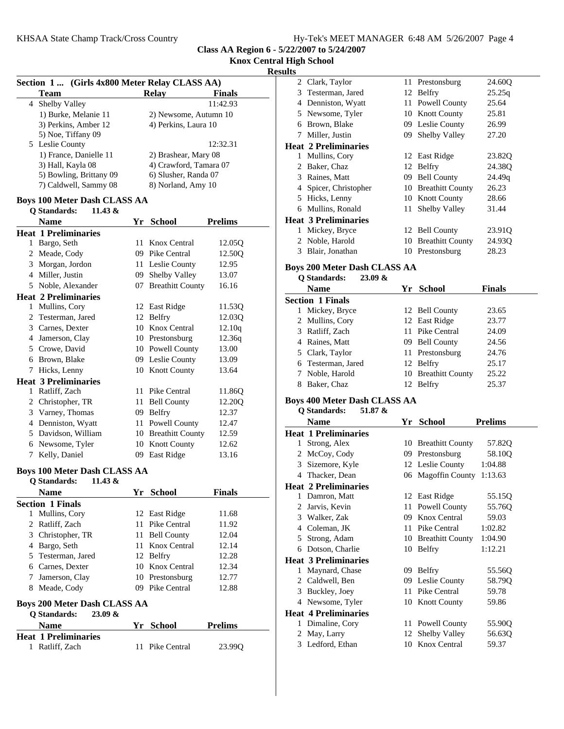**Class AA Region 6 - 5/22/2007 to 5/24/2007**

**Knox Central High School**

**Results**

### Section 1 ... (Girls 4x800 Meter Relay CLASS AA)

| Team | Relay | Finals |
|---|---|---|
| 4 Shelby Valley | | 11:42.93 |
| 1) Burke, Melanie 11 | 2) Newsome, Autumn 10 | |
| 3) Perkins, Amber 12 | 4) Perkins, Laura 10 | |
| 5) Noe, Tiffany 09 | | |
| 5 Leslie County | | 12:32.31 |
| 1) France, Danielle 11 | 2) Brashear, Mary 08 | |
| 3) Hall, Kayla 08 | 4) Crawford, Tamara 07 | |
| 5) Bowling, Brittany 09 | 6) Slusher, Randa 07 | |
| 7) Caldwell, Sammy 08 | 8) Norland, Amy 10 | |

### Boys 100 Meter Dash CLASS AA

Q Standards: 11.43 &

| Name | Yr | School | Prelims |
|---|---|---|---|
| **Heat 1 Preliminaries** | | | |
| 1 Bargo, Seth | 11 | Knox Central | 12.05Q |
| 2 Meade, Cody | 09 | Pike Central | 12.50Q |
| 3 Morgan, Jordon | 11 | Leslie County | 12.95 |
| 4 Miller, Justin | 09 | Shelby Valley | 13.07 |
| 5 Noble, Alexander | 07 | Breathitt County | 16.16 |
| **Heat 2 Preliminaries** | | | |
| 1 Mullins, Cory | 12 | East Ridge | 11.53Q |
| 2 Testerman, Jared | 12 | Belfry | 12.03Q |
| 3 Carnes, Dexter | 10 | Knox Central | 12.10q |
| 4 Jamerson, Clay | 10 | Prestonsburg | 12.36q |
| 5 Crowe, David | 10 | Powell County | 13.00 |
| 6 Brown, Blake | 09 | Leslie County | 13.09 |
| 7 Hicks, Lenny | 10 | Knott County | 13.64 |
| **Heat 3 Preliminaries** | | | |
| 1 Ratliff, Zach | 11 | Pike Central | 11.86Q |
| 2 Christopher, TR | 11 | Bell County | 12.20Q |
| 3 Varney, Thomas | 09 | Belfry | 12.37 |
| 4 Denniston, Wyatt | 11 | Powell County | 12.47 |
| 5 Davidson, William | 10 | Breathitt County | 12.59 |
| 6 Newsome, Tyler | 10 | Knott County | 12.62 |
| 7 Kelly, Daniel | 09 | East Ridge | 13.16 |

### Boys 100 Meter Dash CLASS AA

Q Standards: 11.43 &

| Name | Yr | School | Finals |
|---|---|---|---|
| **Section 1 Finals** | | | |
| 1 Mullins, Cory | 12 | East Ridge | 11.68 |
| 2 Ratliff, Zach | 11 | Pike Central | 11.92 |
| 3 Christopher, TR | 11 | Bell County | 12.04 |
| 4 Bargo, Seth | 11 | Knox Central | 12.14 |
| 5 Testerman, Jared | 12 | Belfry | 12.28 |
| 6 Carnes, Dexter | 10 | Knox Central | 12.34 |
| 7 Jamerson, Clay | 10 | Prestonsburg | 12.77 |
| 8 Meade, Cody | 09 | Pike Central | 12.88 |

### Boys 200 Meter Dash CLASS AA

Q Standards: 23.09 &

| Name | Yr | School | Prelims |
|---|---|---|---|
| **Heat 1 Preliminaries** | | | |
| 1 Ratliff, Zach | 11 | Pike Central | 23.99Q |
| 2 Clark, Taylor | 11 | Prestonsburg | 24.60Q |
| 3 Testerman, Jared | 12 | Belfry | 25.25q |
| 4 Denniston, Wyatt | 11 | Powell County | 25.64 |
| 5 Newsome, Tyler | 10 | Knott County | 25.81 |
| 6 Brown, Blake | 09 | Leslie County | 26.99 |
| 7 Miller, Justin | 09 | Shelby Valley | 27.20 |
| **Heat 2 Preliminaries** | | | |
| 1 Mullins, Cory | 12 | East Ridge | 23.82Q |
| 2 Baker, Chaz | 12 | Belfry | 24.38Q |
| 3 Raines, Matt | 09 | Bell County | 24.49q |
| 4 Spicer, Christopher | 10 | Breathitt County | 26.23 |
| 5 Hicks, Lenny | 10 | Knott County | 28.66 |
| 6 Mullins, Ronald | 11 | Shelby Valley | 31.44 |
| **Heat 3 Preliminaries** | | | |
| 1 Mickey, Bryce | 12 | Bell County | 23.91Q |
| 2 Noble, Harold | 10 | Breathitt County | 24.93Q |
| 3 Blair, Jonathan | 10 | Prestonsburg | 28.23 |

### Boys 200 Meter Dash CLASS AA

Q Standards: 23.09 &

| Name | Yr | School | Finals |
|---|---|---|---|
| **Section 1 Finals** | | | |
| 1 Mickey, Bryce | 12 | Bell County | 23.65 |
| 2 Mullins, Cory | 12 | East Ridge | 23.77 |
| 3 Ratliff, Zach | 11 | Pike Central | 24.09 |
| 4 Raines, Matt | 09 | Bell County | 24.56 |
| 5 Clark, Taylor | 11 | Prestonsburg | 24.76 |
| 6 Testerman, Jared | 12 | Belfry | 25.17 |
| 7 Noble, Harold | 10 | Breathitt County | 25.22 |
| 8 Baker, Chaz | 12 | Belfry | 25.37 |

### Boys 400 Meter Dash CLASS AA

Q Standards: 51.87 &

| Name | Yr | School | Prelims |
|---|---|---|---|
| **Heat 1 Preliminaries** | | | |
| 1 Strong, Alex | 10 | Breathitt County | 57.82Q |
| 2 McCoy, Cody | 09 | Prestonsburg | 58.10Q |
| 3 Sizemore, Kyle | 12 | Leslie County | 1:04.88 |
| 4 Thacker, Dean | 06 | Magoffin County | 1:13.63 |
| **Heat 2 Preliminaries** | | | |
| 1 Damron, Matt | 12 | East Ridge | 55.15Q |
| 2 Jarvis, Kevin | 11 | Powell County | 55.76Q |
| 3 Walker, Zak | 09 | Knox Central | 59.03 |
| 4 Coleman, JK | 11 | Pike Central | 1:02.82 |
| 5 Strong, Adam | 10 | Breathitt County | 1:04.90 |
| 6 Dotson, Charlie | 10 | Belfry | 1:12.21 |
| **Heat 3 Preliminaries** | | | |
| 1 Maynard, Chase | 09 | Belfry | 55.56Q |
| 2 Caldwell, Ben | 09 | Leslie County | 58.79Q |
| 3 Buckley, Joey | 11 | Pike Central | 59.78 |
| 4 Newsome, Tyler | 10 | Knott County | 59.86 |
| **Heat 4 Preliminaries** | | | |
| 1 Dimaline, Cory | 11 | Powell County | 55.90Q |
| 2 May, Larry | 12 | Shelby Valley | 56.63Q |
| 3 Ledford, Ethan | 10 | Knox Central | 59.37 |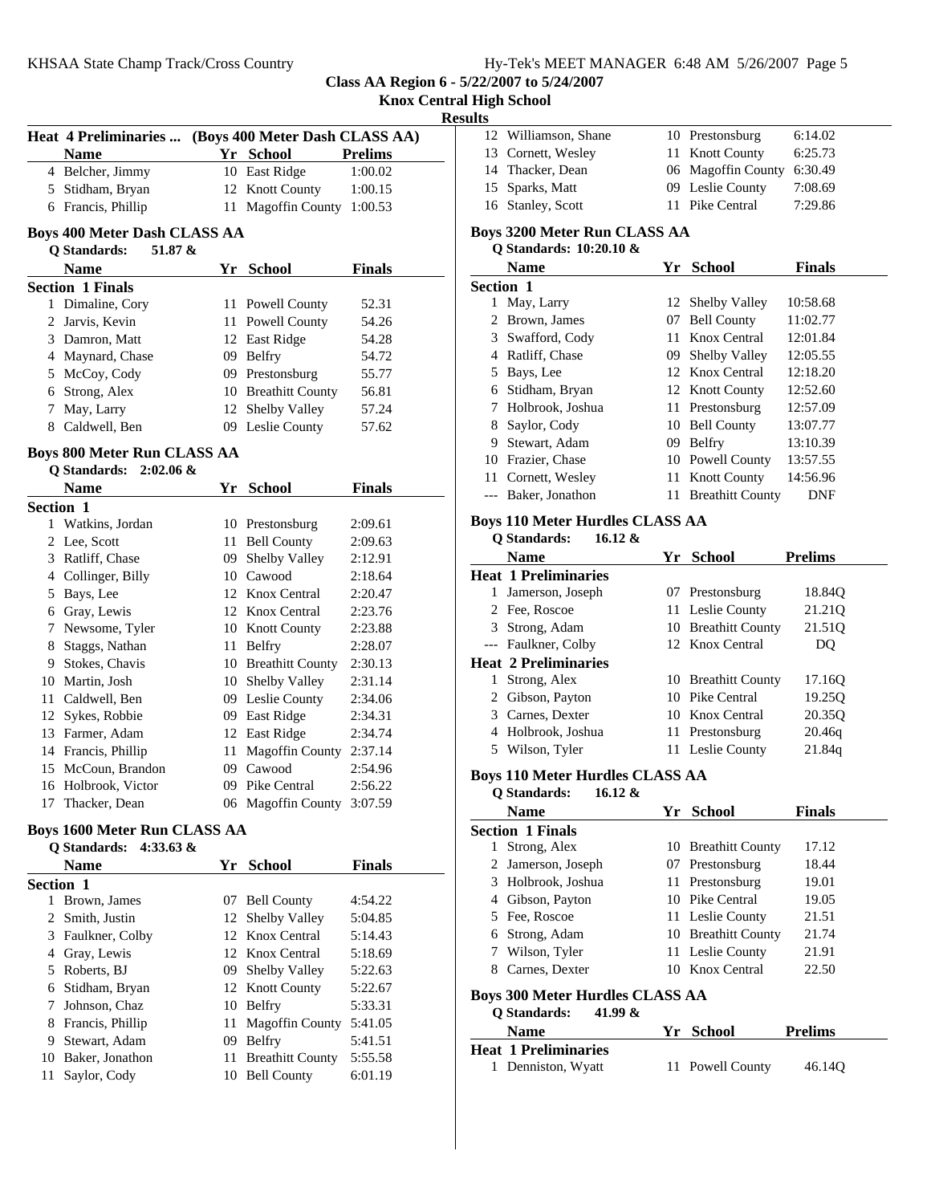KHSAA State Champ Track/Cross Country

**Class AA Region 6 - 5/22/2007 to 5/24/2007**

**Knox Central High School**

**Results**

### Heat 4 Preliminaries ... (Boys 400 Meter Dash CLASS AA)

| | Name | Yr | School | Prelims |
|---|---|---|---|---|
| 4 | Belcher, Jimmy | 10 | East Ridge | 1:00.02 |
| 5 | Stidham, Bryan | 12 | Knott County | 1:00.15 |
| 6 | Francis, Phillip | 11 | Magoffin County | 1:00.53 |

### Boys 400 Meter Dash CLASS AA

Q Standards: 51.87 &

| | Name | Yr | School | Finals |
|---|---|---|---|---|
| **Section 1 Finals** | | | | |
| 1 | Dimaline, Cory | 11 | Powell County | 52.31 |
| 2 | Jarvis, Kevin | 11 | Powell County | 54.26 |
| 3 | Damron, Matt | 12 | East Ridge | 54.28 |
| 4 | Maynard, Chase | 09 | Belfry | 54.72 |
| 5 | McCoy, Cody | 09 | Prestonsburg | 55.77 |
| 6 | Strong, Alex | 10 | Breathitt County | 56.81 |
| 7 | May, Larry | 12 | Shelby Valley | 57.24 |
| 8 | Caldwell, Ben | 09 | Leslie County | 57.62 |

### Boys 800 Meter Run CLASS AA

Q Standards: 2:02.06 &

| | Name | Yr | School | Finals |
|---|---|---|---|---|
| **Section 1** | | | | |
| 1 | Watkins, Jordan | 10 | Prestonsburg | 2:09.61 |
| 2 | Lee, Scott | 11 | Bell County | 2:09.63 |
| 3 | Ratliff, Chase | 09 | Shelby Valley | 2:12.91 |
| 4 | Collinger, Billy | 10 | Cawood | 2:18.64 |
| 5 | Bays, Lee | 12 | Knox Central | 2:20.47 |
| 6 | Gray, Lewis | 12 | Knox Central | 2:23.76 |
| 7 | Newsome, Tyler | 10 | Knott County | 2:23.88 |
| 8 | Staggs, Nathan | 11 | Belfry | 2:28.07 |
| 9 | Stokes, Chavis | 10 | Breathitt County | 2:30.13 |
| 10 | Martin, Josh | 10 | Shelby Valley | 2:31.14 |
| 11 | Caldwell, Ben | 09 | Leslie County | 2:34.06 |
| 12 | Sykes, Robbie | 09 | East Ridge | 2:34.31 |
| 13 | Farmer, Adam | 12 | East Ridge | 2:34.74 |
| 14 | Francis, Phillip | 11 | Magoffin County | 2:37.14 |
| 15 | McCoun, Brandon | 09 | Cawood | 2:54.96 |
| 16 | Holbrook, Victor | 09 | Pike Central | 2:56.22 |
| 17 | Thacker, Dean | 06 | Magoffin County | 3:07.59 |

### Boys 1600 Meter Run CLASS AA

Q Standards: 4:33.63 &

| | Name | Yr | School | Finals |
|---|---|---|---|---|
| **Section 1** | | | | |
| 1 | Brown, James | 07 | Bell County | 4:54.22 |
| 2 | Smith, Justin | 12 | Shelby Valley | 5:04.85 |
| 3 | Faulkner, Colby | 12 | Knox Central | 5:14.43 |
| 4 | Gray, Lewis | 12 | Knox Central | 5:18.69 |
| 5 | Roberts, BJ | 09 | Shelby Valley | 5:22.63 |
| 6 | Stidham, Bryan | 12 | Knott County | 5:22.67 |
| 7 | Johnson, Chaz | 10 | Belfry | 5:33.31 |
| 8 | Francis, Phillip | 11 | Magoffin County | 5:41.05 |
| 9 | Stewart, Adam | 09 | Belfry | 5:41.51 |
| 10 | Baker, Jonathon | 11 | Breathitt County | 5:55.58 |
| 11 | Saylor, Cody | 10 | Bell County | 6:01.19 |
| 12 | Williamson, Shane | 10 | Prestonsburg | 6:14.02 |
| 13 | Cornett, Wesley | 11 | Knott County | 6:25.73 |
| 14 | Thacker, Dean | 06 | Magoffin County | 6:30.49 |
| 15 | Sparks, Matt | 09 | Leslie County | 7:08.69 |
| 16 | Stanley, Scott | 11 | Pike Central | 7:29.86 |

### Boys 3200 Meter Run CLASS AA

Q Standards: 10:20.10 &

| | Name | Yr | School | Finals |
|---|---|---|---|---|
| **Section 1** | | | | |
| 1 | May, Larry | 12 | Shelby Valley | 10:58.68 |
| 2 | Brown, James | 07 | Bell County | 11:02.77 |
| 3 | Swafford, Cody | 11 | Knox Central | 12:01.84 |
| 4 | Ratliff, Chase | 09 | Shelby Valley | 12:05.55 |
| 5 | Bays, Lee | 12 | Knox Central | 12:18.20 |
| 6 | Stidham, Bryan | 12 | Knott County | 12:52.60 |
| 7 | Holbrook, Joshua | 11 | Prestonsburg | 12:57.09 |
| 8 | Saylor, Cody | 10 | Bell County | 13:07.77 |
| 9 | Stewart, Adam | 09 | Belfry | 13:10.39 |
| 10 | Frazier, Chase | 10 | Powell County | 13:57.55 |
| 11 | Cornett, Wesley | 11 | Knott County | 14:56.96 |
| --- | Baker, Jonathon | 11 | Breathitt County | DNF |

### Boys 110 Meter Hurdles CLASS AA

Q Standards: 16.12 &

| | Name | Yr | School | Prelims |
|---|---|---|---|---|
| **Heat 1 Preliminaries** | | | | |
| 1 | Jamerson, Joseph | 07 | Prestonsburg | 18.84Q |
| 2 | Fee, Roscoe | 11 | Leslie County | 21.21Q |
| 3 | Strong, Adam | 10 | Breathitt County | 21.51Q |
| --- | Faulkner, Colby | 12 | Knox Central | DQ |
| **Heat 2 Preliminaries** | | | | |
| 1 | Strong, Alex | 10 | Breathitt County | 17.16Q |
| 2 | Gibson, Payton | 10 | Pike Central | 19.25Q |
| 3 | Carnes, Dexter | 10 | Knox Central | 20.35Q |
| 4 | Holbrook, Joshua | 11 | Prestonsburg | 20.46q |
| 5 | Wilson, Tyler | 11 | Leslie County | 21.84q |

### Boys 110 Meter Hurdles CLASS AA

Q Standards: 16.12 &

| | Name | Yr | School | Finals |
|---|---|---|---|---|
| **Section 1 Finals** | | | | |
| 1 | Strong, Alex | 10 | Breathitt County | 17.12 |
| 2 | Jamerson, Joseph | 07 | Prestonsburg | 18.44 |
| 3 | Holbrook, Joshua | 11 | Prestonsburg | 19.01 |
| 4 | Gibson, Payton | 10 | Pike Central | 19.05 |
| 5 | Fee, Roscoe | 11 | Leslie County | 21.51 |
| 6 | Strong, Adam | 10 | Breathitt County | 21.74 |
| 7 | Wilson, Tyler | 11 | Leslie County | 21.91 |
| 8 | Carnes, Dexter | 10 | Knox Central | 22.50 |

### Boys 300 Meter Hurdles CLASS AA

Q Standards: 41.99 &

| | Name | Yr | School | Prelims |
|---|---|---|---|---|
| **Heat 1 Preliminaries** | | | | |
| 1 | Denniston, Wyatt | 11 | Powell County | 46.14Q |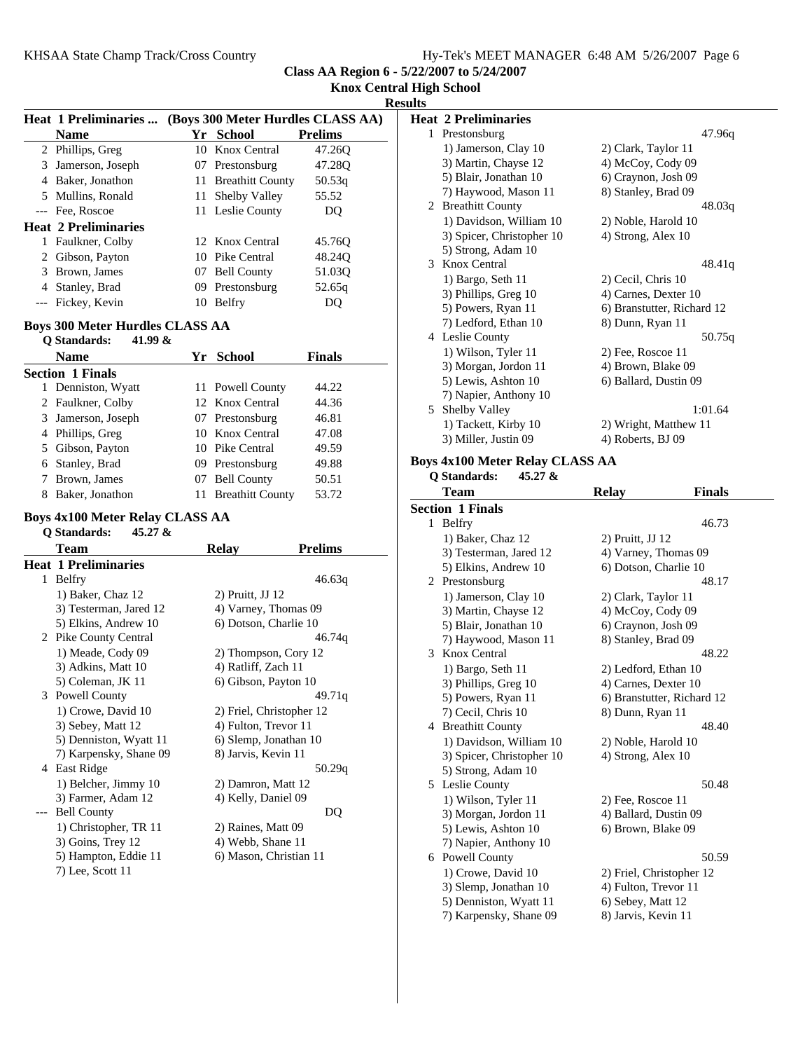**Class AA Region 6 - 5/22/2007 to 5/24/2007**

**Knox Central High School**

**Results**

**Heat 1 Preliminaries ... (Boys 300 Meter Hurdles CLASS AA)**

| | Name | Yr | School | Prelims |
|---|---|---|---|---|
| 2 | Phillips, Greg | 10 | Knox Central | 47.26Q |
| 3 | Jamerson, Joseph | 07 | Prestonsburg | 47.28Q |
| 4 | Baker, Jonathon | 11 | Breathitt County | 50.53q |
| 5 | Mullins, Ronald | 11 | Shelby Valley | 55.52 |
| --- | Fee, Roscoe | 11 | Leslie County | DQ |
| **Heat 2 Preliminaries** | | | | |
| 1 | Faulkner, Colby | 12 | Knox Central | 45.76Q |
| 2 | Gibson, Payton | 10 | Pike Central | 48.24Q |
| 3 | Brown, James | 07 | Bell County | 51.03Q |
| 4 | Stanley, Brad | 09 | Prestonsburg | 52.65q |
| --- | Fickey, Kevin | 10 | Belfry | DQ |

### Boys 300 Meter Hurdles CLASS AA

**Q Standards: 41.99 &**

| | Name | Yr | School | Finals |
|---|---|---|---|---|
| **Section 1 Finals** | | | | |
| 1 | Denniston, Wyatt | 11 | Powell County | 44.22 |
| 2 | Faulkner, Colby | 12 | Knox Central | 44.36 |
| 3 | Jamerson, Joseph | 07 | Prestonsburg | 46.81 |
| 4 | Phillips, Greg | 10 | Knox Central | 47.08 |
| 5 | Gibson, Payton | 10 | Pike Central | 49.59 |
| 6 | Stanley, Brad | 09 | Prestonsburg | 49.88 |
| 7 | Brown, James | 07 | Bell County | 50.51 |
| 8 | Baker, Jonathon | 11 | Breathitt County | 53.72 |

### Boys 4x100 Meter Relay CLASS AA

**Q Standards: 45.27 &**

| | Team | Relay | Prelims |
|---|---|---|---|
| **Heat 1 Preliminaries** | | | |
| 1 | Belfry | | 46.63q |
| | 1) Baker, Chaz 12 | 2) Pruitt, JJ 12 | |
| | 3) Testerman, Jared 12 | 4) Varney, Thomas 09 | |
| | 5) Elkins, Andrew 10 | 6) Dotson, Charlie 10 | |
| 2 | Pike County Central | | 46.74q |
| | 1) Meade, Cody 09 | 2) Thompson, Cory 12 | |
| | 3) Adkins, Matt 10 | 4) Ratliff, Zach 11 | |
| | 5) Coleman, JK 11 | 6) Gibson, Payton 10 | |
| 3 | Powell County | | 49.71q |
| | 1) Crowe, David 10 | 2) Friel, Christopher 12 | |
| | 3) Sebey, Matt 12 | 4) Fulton, Trevor 11 | |
| | 5) Denniston, Wyatt 11 | 6) Slemp, Jonathan 10 | |
| | 7) Karpensky, Shane 09 | 8) Jarvis, Kevin 11 | |
| 4 | East Ridge | | 50.29q |
| | 1) Belcher, Jimmy 10 | 2) Damron, Matt 12 | |
| | 3) Farmer, Adam 12 | 4) Kelly, Daniel 09 | |
| --- | Bell County | | DQ |
| | 1) Christopher, TR 11 | 2) Raines, Matt 09 | |
| | 3) Goins, Trey 12 | 4) Webb, Shane 11 | |
| | 5) Hampton, Eddie 11 | 6) Mason, Christian 11 | |
| | 7) Lee, Scott 11 | | |
| **Heat 2 Preliminaries** | | | |
| 1 | Prestonsburg | | 47.96q |
| | 1) Jamerson, Clay 10 | 2) Clark, Taylor 11 | |
| | 3) Martin, Chayse 12 | 4) McCoy, Cody 09 | |
| | 5) Blair, Jonathan 10 | 6) Craynon, Josh 09 | |
| | 7) Haywood, Mason 11 | 8) Stanley, Brad 09 | |
| 2 | Breathitt County | | 48.03q |
| | 1) Davidson, William 10 | 2) Noble, Harold 10 | |
| | 3) Spicer, Christopher 10 | 4) Strong, Alex 10 | |
| | 5) Strong, Adam 10 | | |
| 3 | Knox Central | | 48.41q |
| | 1) Bargo, Seth 11 | 2) Cecil, Chris 10 | |
| | 3) Phillips, Greg 10 | 4) Carnes, Dexter 10 | |
| | 5) Powers, Ryan 11 | 6) Branstutter, Richard 12 | |
| | 7) Ledford, Ethan 10 | 8) Dunn, Ryan 11 | |
| 4 | Leslie County | | 50.75q |
| | 1) Wilson, Tyler 11 | 2) Fee, Roscoe 11 | |
| | 3) Morgan, Jordon 11 | 4) Brown, Blake 09 | |
| | 5) Lewis, Ashton 10 | 6) Ballard, Dustin 09 | |
| | 7) Napier, Anthony 10 | | |
| 5 | Shelby Valley | | 1:01.64 |
| | 1) Tackett, Kirby 10 | 2) Wright, Matthew 11 | |
| | 3) Miller, Justin 09 | 4) Roberts, BJ 09 | |

### Boys 4x100 Meter Relay CLASS AA

**Q Standards: 45.27 &**

| | Team | Relay | Finals |
|---|---|---|---|
| **Section 1 Finals** | | | |
| 1 | Belfry | | 46.73 |
| | 1) Baker, Chaz 12 | 2) Pruitt, JJ 12 | |
| | 3) Testerman, Jared 12 | 4) Varney, Thomas 09 | |
| | 5) Elkins, Andrew 10 | 6) Dotson, Charlie 10 | |
| 2 | Prestonsburg | | 48.17 |
| | 1) Jamerson, Clay 10 | 2) Clark, Taylor 11 | |
| | 3) Martin, Chayse 12 | 4) McCoy, Cody 09 | |
| | 5) Blair, Jonathan 10 | 6) Craynon, Josh 09 | |
| | 7) Haywood, Mason 11 | 8) Stanley, Brad 09 | |
| 3 | Knox Central | | 48.22 |
| | 1) Bargo, Seth 11 | 2) Ledford, Ethan 10 | |
| | 3) Phillips, Greg 10 | 4) Carnes, Dexter 10 | |
| | 5) Powers, Ryan 11 | 6) Branstutter, Richard 12 | |
| | 7) Cecil, Chris 10 | 8) Dunn, Ryan 11 | |
| 4 | Breathitt County | | 48.40 |
| | 1) Davidson, William 10 | 2) Noble, Harold 10 | |
| | 3) Spicer, Christopher 10 | 4) Strong, Alex 10 | |
| | 5) Strong, Adam 10 | | |
| 5 | Leslie County | | 50.48 |
| | 1) Wilson, Tyler 11 | 2) Fee, Roscoe 11 | |
| | 3) Morgan, Jordon 11 | 4) Ballard, Dustin 09 | |
| | 5) Lewis, Ashton 10 | 6) Brown, Blake 09 | |
| | 7) Napier, Anthony 10 | | |
| 6 | Powell County | | 50.59 |
| | 1) Crowe, David 10 | 2) Friel, Christopher 12 | |
| | 3) Slemp, Jonathan 10 | 4) Fulton, Trevor 11 | |
| | 5) Denniston, Wyatt 11 | 6) Sebey, Matt 12 | |
| | 7) Karpensky, Shane 09 | 8) Jarvis, Kevin 11 | |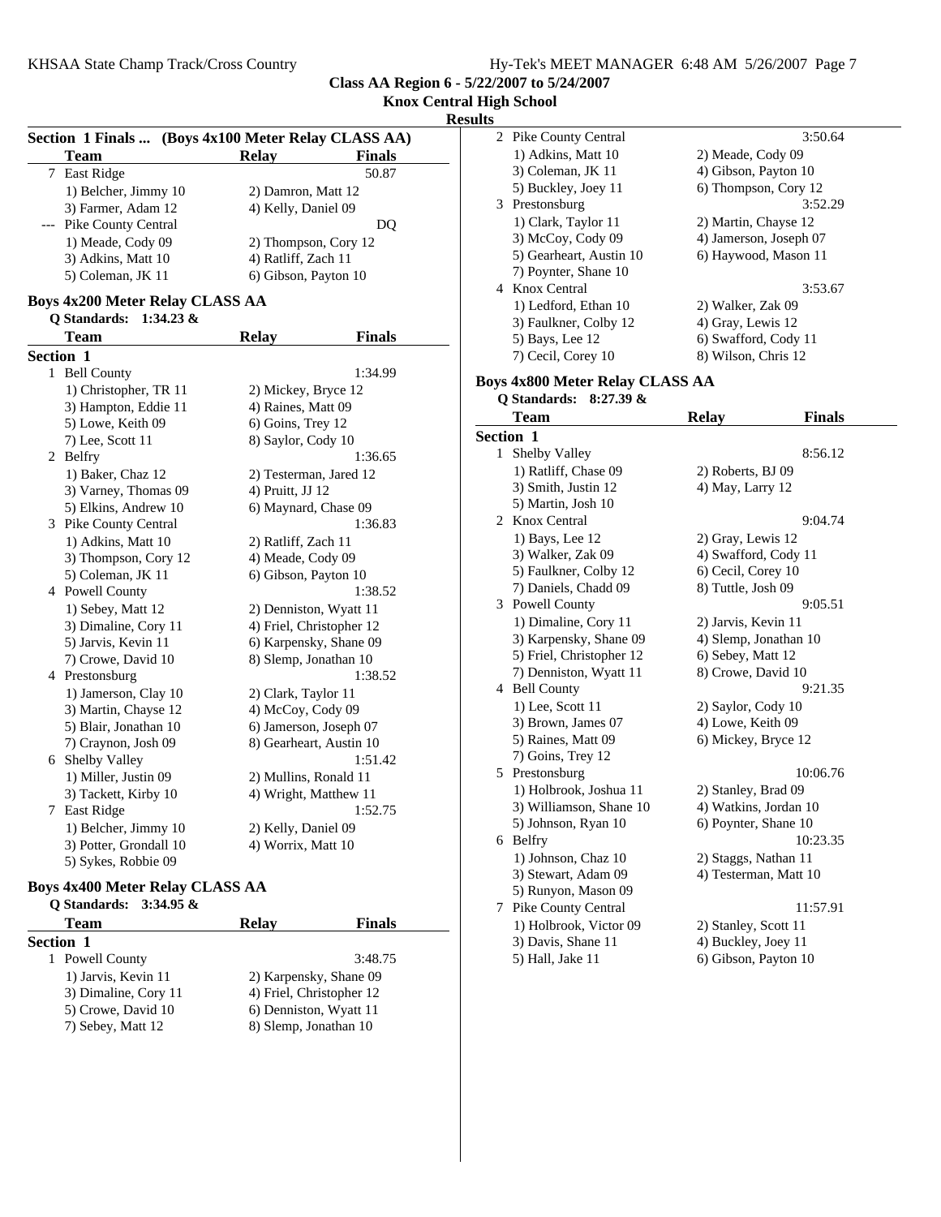**Class AA Region 6 - 5/22/2007 to 5/24/2007**

**Knox Central High School**

**Results**

### Section 1 Finals ... (Boys 4x100 Meter Relay CLASS AA)

| Team | Relay | Finals |
|---|---|---|
| 7 East Ridge | | 50.87 |
| 1) Belcher, Jimmy 10 | 2) Damron, Matt 12 | |
| 3) Farmer, Adam 12 | 4) Kelly, Daniel 09 | |
| --- Pike County Central | | DQ |
| 1) Meade, Cody 09 | 2) Thompson, Cory 12 | |
| 3) Adkins, Matt 10 | 4) Ratliff, Zach 11 | |
| 5) Coleman, JK 11 | 6) Gibson, Payton 10 | |

### Boys 4x200 Meter Relay CLASS AA

**Q Standards: 1:34.23 &**

| Team | Relay | Finals |
|---|---|---|
| **Section 1** | | |
| 1 Bell County | | 1:34.99 |
| 1) Christopher, TR 11 | 2) Mickey, Bryce 12 | |
| 3) Hampton, Eddie 11 | 4) Raines, Matt 09 | |
| 5) Lowe, Keith 09 | 6) Goins, Trey 12 | |
| 7) Lee, Scott 11 | 8) Saylor, Cody 10 | |
| 2 Belfry | | 1:36.65 |
| 1) Baker, Chaz 12 | 2) Testerman, Jared 12 | |
| 3) Varney, Thomas 09 | 4) Pruitt, JJ 12 | |
| 5) Elkins, Andrew 10 | 6) Maynard, Chase 09 | |
| 3 Pike County Central | | 1:36.83 |
| 1) Adkins, Matt 10 | 2) Ratliff, Zach 11 | |
| 3) Thompson, Cory 12 | 4) Meade, Cody 09 | |
| 5) Coleman, JK 11 | 6) Gibson, Payton 10 | |
| 4 Powell County | | 1:38.52 |
| 1) Sebey, Matt 12 | 2) Denniston, Wyatt 11 | |
| 3) Dimaline, Cory 11 | 4) Friel, Christopher 12 | |
| 5) Jarvis, Kevin 11 | 6) Karpensky, Shane 09 | |
| 7) Crowe, David 10 | 8) Slemp, Jonathan 10 | |
| 4 Prestonsburg | | 1:38.52 |
| 1) Jamerson, Clay 10 | 2) Clark, Taylor 11 | |
| 3) Martin, Chayse 12 | 4) McCoy, Cody 09 | |
| 5) Blair, Jonathan 10 | 6) Jamerson, Joseph 07 | |
| 7) Craynon, Josh 09 | 8) Gearheart, Austin 10 | |
| 6 Shelby Valley | | 1:51.42 |
| 1) Miller, Justin 09 | 2) Mullins, Ronald 11 | |
| 3) Tackett, Kirby 10 | 4) Wright, Matthew 11 | |
| 7 East Ridge | | 1:52.75 |
| 1) Belcher, Jimmy 10 | 2) Kelly, Daniel 09 | |
| 3) Potter, Grondall 10 | 4) Worrix, Matt 10 | |
| 5) Sykes, Robbie 09 | | |

### Boys 4x400 Meter Relay CLASS AA

**Q Standards: 3:34.95 &**

| Team | Relay | Finals |
|---|---|---|
| **Section 1** | | |
| 1 Powell County | | 3:48.75 |
| 1) Jarvis, Kevin 11 | 2) Karpensky, Shane 09 | |
| 3) Dimaline, Cory 11 | 4) Friel, Christopher 12 | |
| 5) Crowe, David 10 | 6) Denniston, Wyatt 11 | |
| 7) Sebey, Matt 12 | 8) Slemp, Jonathan 10 | |
| 2 Pike County Central | | 3:50.64 |
| 1) Adkins, Matt 10 | 2) Meade, Cody 09 | |
| 3) Coleman, JK 11 | 4) Gibson, Payton 10 | |
| 5) Buckley, Joey 11 | 6) Thompson, Cory 12 | |
| 3 Prestonsburg | | 3:52.29 |
| 1) Clark, Taylor 11 | 2) Martin, Chayse 12 | |
| 3) McCoy, Cody 09 | 4) Jamerson, Joseph 07 | |
| 5) Gearheart, Austin 10 | 6) Haywood, Mason 11 | |
| 7) Poynter, Shane 10 | | |
| 4 Knox Central | | 3:53.67 |
| 1) Ledford, Ethan 10 | 2) Walker, Zak 09 | |
| 3) Faulkner, Colby 12 | 4) Gray, Lewis 12 | |
| 5) Bays, Lee 12 | 6) Swafford, Cody 11 | |
| 7) Cecil, Corey 10 | 8) Wilson, Chris 12 | |

### Boys 4x800 Meter Relay CLASS AA

**Q Standards: 8:27.39 &**

| Team | Relay | Finals |
|---|---|---|
| **Section 1** | | |
| 1 Shelby Valley | | 8:56.12 |
| 1) Ratliff, Chase 09 | 2) Roberts, BJ 09 | |
| 3) Smith, Justin 12 | 4) May, Larry 12 | |
| 5) Martin, Josh 10 | | |
| 2 Knox Central | | 9:04.74 |
| 1) Bays, Lee 12 | 2) Gray, Lewis 12 | |
| 3) Walker, Zak 09 | 4) Swafford, Cody 11 | |
| 5) Faulkner, Colby 12 | 6) Cecil, Corey 10 | |
| 7) Daniels, Chadd 09 | 8) Tuttle, Josh 09 | |
| 3 Powell County | | 9:05.51 |
| 1) Dimaline, Cory 11 | 2) Jarvis, Kevin 11 | |
| 3) Karpensky, Shane 09 | 4) Slemp, Jonathan 10 | |
| 5) Friel, Christopher 12 | 6) Sebey, Matt 12 | |
| 7) Denniston, Wyatt 11 | 8) Crowe, David 10 | |
| 4 Bell County | | 9:21.35 |
| 1) Lee, Scott 11 | 2) Saylor, Cody 10 | |
| 3) Brown, James 07 | 4) Lowe, Keith 09 | |
| 5) Raines, Matt 09 | 6) Mickey, Bryce 12 | |
| 7) Goins, Trey 12 | | |
| 5 Prestonsburg | | 10:06.76 |
| 1) Holbrook, Joshua 11 | 2) Stanley, Brad 09 | |
| 3) Williamson, Shane 10 | 4) Watkins, Jordan 10 | |
| 5) Johnson, Ryan 10 | 6) Poynter, Shane 10 | |
| 6 Belfry | | 10:23.35 |
| 1) Johnson, Chaz 10 | 2) Staggs, Nathan 11 | |
| 3) Stewart, Adam 09 | 4) Testerman, Matt 10 | |
| 5) Runyon, Mason 09 | | |
| 7 Pike County Central | | 11:57.91 |
| 1) Holbrook, Victor 09 | 2) Stanley, Scott 11 | |
| 3) Davis, Shane 11 | 4) Buckley, Joey 11 | |
| 5) Hall, Jake 11 | 6) Gibson, Payton 10 | |